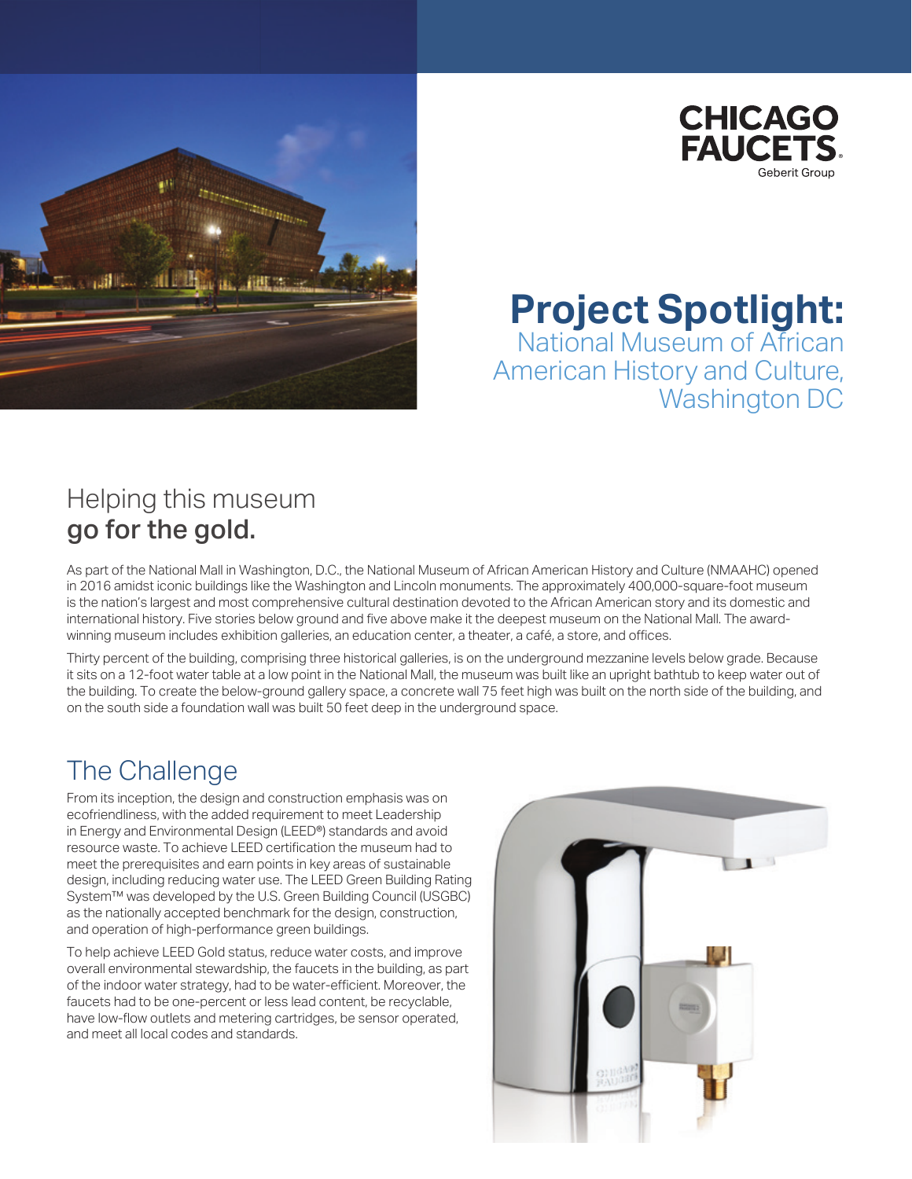CHICAGO FAUCETS
Geberit Group

# Project Spotlight:
## National Museum of African American History and Culture, Washington DC

## Helping this museum **go for the gold.**

As part of the National Mall in Washington, D.C., the National Museum of African American History and Culture (NMAAHC) opened in 2016 amidst iconic buildings like the Washington and Lincoln monuments. The approximately 400,000-square-foot museum is the nation's largest and most comprehensive cultural destination devoted to the African American story and its domestic and international history. Five stories below ground and five above make it the deepest museum on the National Mall. The award-winning museum includes exhibition galleries, an education center, a theater, a café, a store, and offices.

Thirty percent of the building, comprising three historical galleries, is on the underground mezzanine levels below grade. Because it sits on a 12-foot water table at a low point in the National Mall, the museum was built like an upright bathtub to keep water out of the building. To create the below-ground gallery space, a concrete wall 75 feet high was built on the north side of the building, and on the south side a foundation wall was built 50 feet deep in the underground space.

## The Challenge

From its inception, the design and construction emphasis was on ecofriendliness, with the added requirement to meet Leadership in Energy and Environmental Design (LEED®) standards and avoid resource waste. To achieve LEED certification the museum had to meet the prerequisites and earn points in key areas of sustainable design, including reducing water use. The LEED Green Building Rating System™ was developed by the U.S. Green Building Council (USGBC) as the nationally accepted benchmark for the design, construction, and operation of high-performance green buildings.

To help achieve LEED Gold status, reduce water costs, and improve overall environmental stewardship, the faucets in the building, as part of the indoor water strategy, had to be water-efficient. Moreover, the faucets had to be one-percent or less lead content, be recyclable, have low-flow outlets and metering cartridges, be sensor operated, and meet all local codes and standards.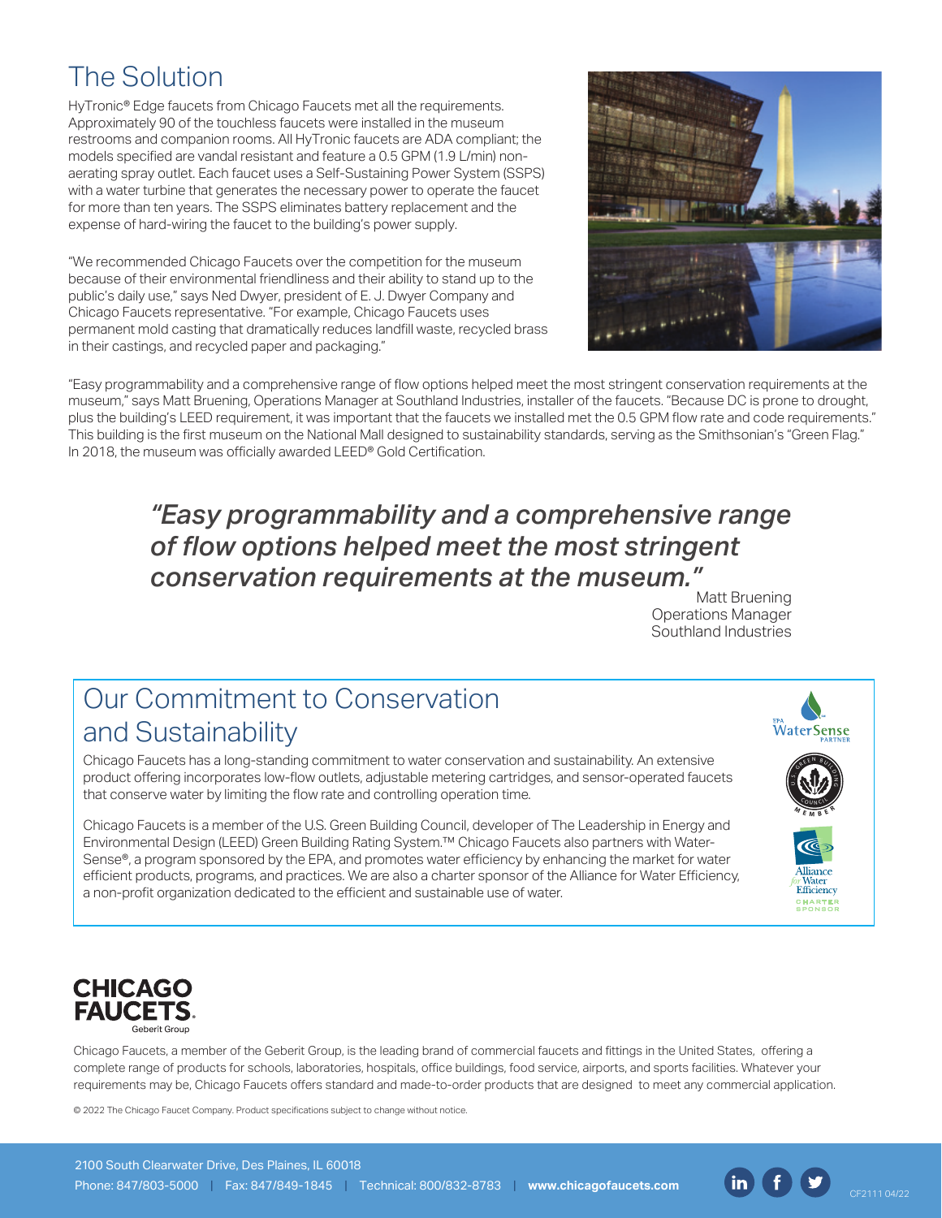## The Solution

HyTronic® Edge faucets from Chicago Faucets met all the requirements. Approximately 90 of the touchless faucets were installed in the museum restrooms and companion rooms. All HyTronic faucets are ADA compliant; the models specified are vandal resistant and feature a 0.5 GPM (1.9 L/min) non-aerating spray outlet. Each faucet uses a Self-Sustaining Power System (SSPS) with a water turbine that generates the necessary power to operate the faucet for more than ten years. The SSPS eliminates battery replacement and the expense of hard-wiring the faucet to the building's power supply.

"We recommended Chicago Faucets over the competition for the museum because of their environmental friendliness and their ability to stand up to the public's daily use," says Ned Dwyer, president of E. J. Dwyer Company and Chicago Faucets representative. "For example, Chicago Faucets uses permanent mold casting that dramatically reduces landfill waste, recycled brass in their castings, and recycled paper and packaging."

"Easy programmability and a comprehensive range of flow options helped meet the most stringent conservation requirements at the museum," says Matt Bruening, Operations Manager at Southland Industries, installer of the faucets. "Because DC is prone to drought, plus the building's LEED requirement, it was important that the faucets we installed met the 0.5 GPM flow rate and code requirements." This building is the first museum on the National Mall designed to sustainability standards, serving as the Smithsonian's "Green Flag." In 2018, the museum was officially awarded LEED® Gold Certification.

> ***"Easy programmability and a comprehensive range of flow options helped meet the most stringent conservation requirements at the museum."***
>
> Matt Bruening
> Operations Manager
> Southland Industries

## Our Commitment to Conservation and Sustainability

Chicago Faucets has a long-standing commitment to water conservation and sustainability. An extensive product offering incorporates low-flow outlets, adjustable metering cartridges, and sensor-operated faucets that conserve water by limiting the flow rate and controlling operation time.

Chicago Faucets is a member of the U.S. Green Building Council, developer of The Leadership in Energy and Environmental Design (LEED) Green Building Rating System.™ Chicago Faucets also partners with WaterSense®, a program sponsored by the EPA, and promotes water efficiency by enhancing the market for water efficient products, programs, and practices. We are also a charter sponsor of the Alliance for Water Efficiency, a non-profit organization dedicated to the efficient and sustainable use of water.

EPA WaterSense PARTNER

U.S. Green Building Council MEMBER

Alliance for Water Efficiency CHARTER SPONSOR

**CHICAGO FAUCETS.** Geberit Group

Chicago Faucets, a member of the Geberit Group, is the leading brand of commercial faucets and fittings in the United States, offering a complete range of products for schools, laboratories, hospitals, office buildings, food service, airports, and sports facilities. Whatever your requirements may be, Chicago Faucets offers standard and made-to-order products that are designed to meet any commercial application.

© 2022 The Chicago Faucet Company. Product specifications subject to change without notice.

2100 South Clearwater Drive, Des Plaines, IL 60018
Phone: 847/803-5000 | Fax: 847/849-1845 | Technical: 800/832-8783 | **www.chicagofaucets.com**

CF2111 04/22